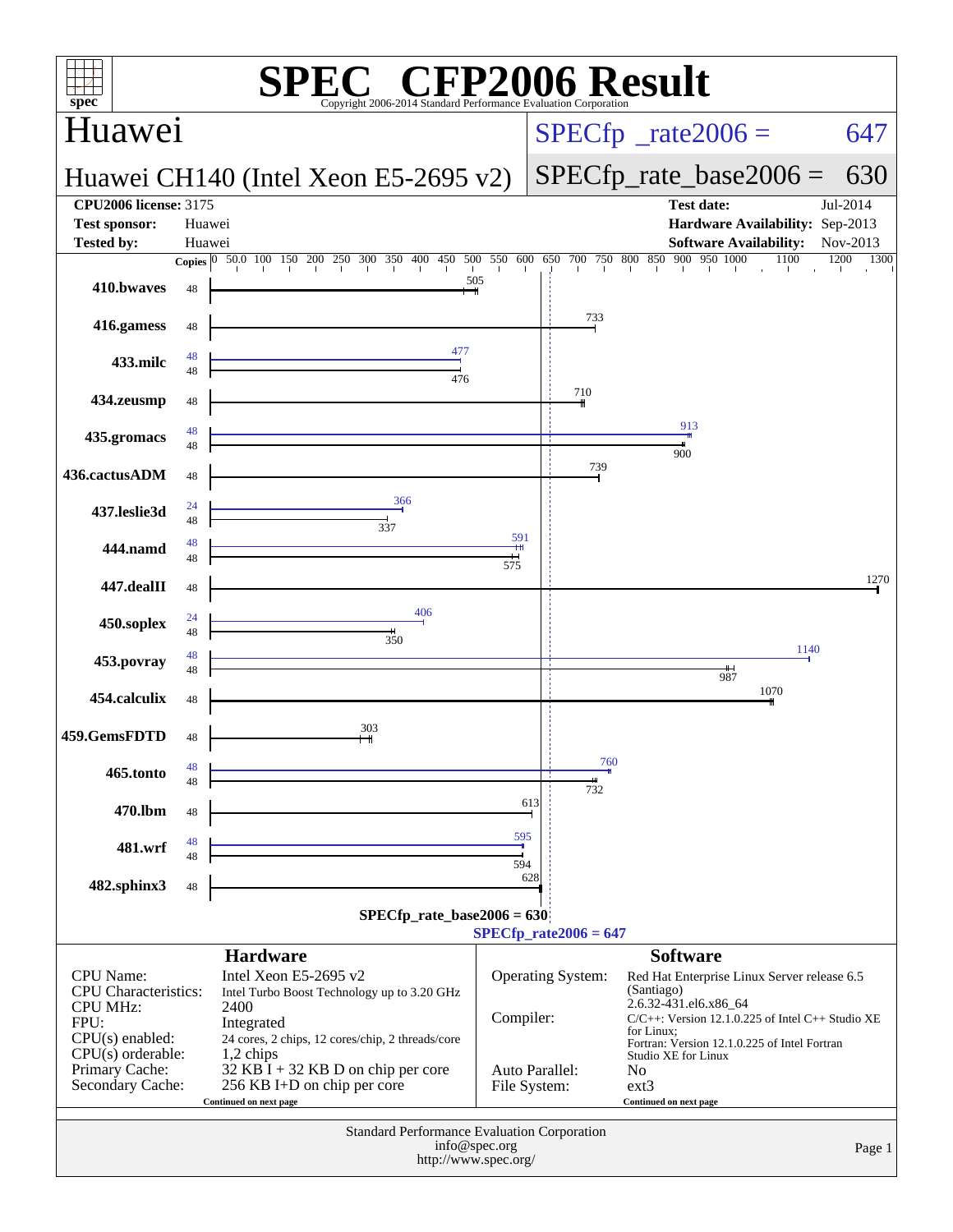# SPEC CFP2006 Result

Copyright 2006-2014 Standard Performance Evaluation Corporation

## Huawei

**Huawei CH140 (Intel Xeon E5-2695 v2)**

SPECfp_rate2006 = 647

SPECfp_rate_base2006 = 630

| | | | |
|---|---|---|---|
| **CPU2006 license:** | 3175 | **Test date:** | Jul-2014 |
| **Test sponsor:** | Huawei | **Hardware Availability:** | Sep-2013 |
| **Tested by:** | Huawei | **Software Availability:** | Nov-2013 |

| Benchmark | Copies (peak) | Peak | Copies (base) | Base |
|---|---|---|---|---|
| 410.bwaves | | | 48 | 505 |
| 416.gamess | | | 48 | 733 |
| 433.milc | 48 | 477 | 48 | 476 |
| 434.zeusmp | | | 48 | 710 |
| 435.gromacs | 48 | 913 | 48 | 900 |
| 436.cactusADM | | | 48 | 739 |
| 437.leslie3d | 24 | 366 | 48 | 337 |
| 444.namd | 48 | 591 | 48 | 575 |
| 447.dealII | | | 48 | 1270 |
| 450.soplex | 24 | 406 | 48 | 350 |
| 453.povray | 48 | 1140 | 48 | 987 |
| 454.calculix | | | 48 | 1070 |
| 459.GemsFDTD | | | 48 | 303 |
| 465.tonto | 48 | 760 | 48 | 732 |
| 470.lbm | | | 48 | 613 |
| 481.wrf | 48 | 595 | 48 | 594 |
| 482.sphinx3 | | | 48 | 628 |

SPECfp_rate_base2006 = 630

SPECfp_rate2006 = 647

## Hardware

| | |
|---|---|
| CPU Name: | Intel Xeon E5-2695 v2 |
| CPU Characteristics: | Intel Turbo Boost Technology up to 3.20 GHz |
| CPU MHz: | 2400 |
| FPU: | Integrated |
| CPU(s) enabled: | 24 cores, 2 chips, 12 cores/chip, 2 threads/core |
| CPU(s) orderable: | 1,2 chips |
| Primary Cache: | 32 KB I + 32 KB D on chip per core |
| Secondary Cache: | 256 KB I+D on chip per core |

Continued on next page

## Software

| | |
|---|---|
| Operating System: | Red Hat Enterprise Linux Server release 6.5 (Santiago) 2.6.32-431.el6.x86_64 |
| Compiler: | C/C++: Version 12.1.0.225 of Intel C++ Studio XE for Linux; Fortran: Version 12.1.0.225 of Intel Fortran Studio XE for Linux |
| Auto Parallel: | No |
| File System: | ext3 |

Continued on next page

Standard Performance Evaluation Corporation
info@spec.org
http://www.spec.org/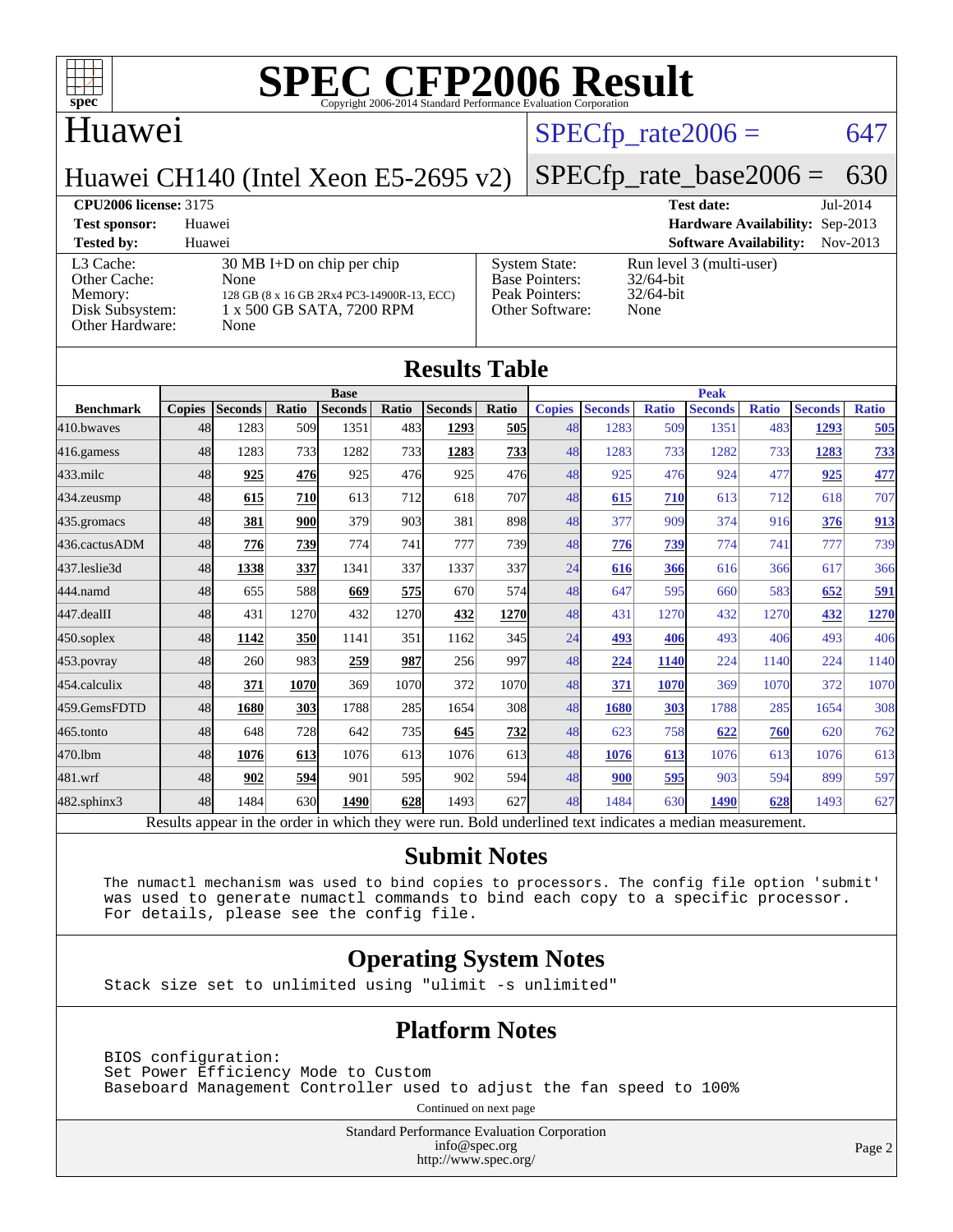# SPEC CFP2006 Result

Copyright 2006-2014 Standard Performance Evaluation Corporation

## Huawei

Huawei CH140 (Intel Xeon E5-2695 v2)

SPECfp_rate2006 = 647

SPECfp_rate_base2006 = 630

| | | | |
|---|---|---|---|
| **CPU2006 license:** 3175 | | **Test date:** | Jul-2014 |
| **Test sponsor:** | Huawei | **Hardware Availability:** | Sep-2013 |
| **Tested by:** | Huawei | **Software Availability:** | Nov-2013 |

| | | | |
|---|---|---|---|
| L3 Cache: | 30 MB I+D on chip per chip | System State: | Run level 3 (multi-user) |
| Other Cache: | None | Base Pointers: | 32/64-bit |
| Memory: | 128 GB (8 x 16 GB 2Rx4 PC3-14900R-13, ECC) | Peak Pointers: | 32/64-bit |
| Disk Subsystem: | 1 x 500 GB SATA, 7200 RPM | Other Software: | None |
| Other Hardware: | None | | |

## Results Table

| | Base | | | | | | | Peak | | | | | | |
|---|---|---|---|---|---|---|---|---|---|---|---|---|---|---|
| **Benchmark** | **Copies** | **Seconds** | **Ratio** | **Seconds** | **Ratio** | **Seconds** | **Ratio** | **Copies** | **Seconds** | **Ratio** | **Seconds** | **Ratio** | **Seconds** | **Ratio** |
| 410.bwaves | 48 | 1283 | 509 | 1351 | 483 | **1293** | **505** | 48 | 1283 | 509 | 1351 | 483 | **1293** | **505** |
| 416.gamess | 48 | 1283 | 733 | 1282 | 733 | **1283** | **733** | 48 | 1283 | 733 | 1282 | 733 | **1283** | **733** |
| 433.milc | 48 | **925** | **476** | 925 | 476 | 925 | 476 | 48 | 925 | 476 | 924 | 477 | **925** | **477** |
| 434.zeusmp | 48 | **615** | **710** | 613 | 712 | 618 | 707 | 48 | **615** | **710** | 613 | 712 | 618 | 707 |
| 435.gromacs | 48 | **381** | **900** | 379 | 903 | 381 | 898 | 48 | 377 | 909 | 374 | 916 | **376** | **913** |
| 436.cactusADM | 48 | **776** | **739** | 774 | 741 | 777 | 739 | 48 | **776** | **739** | 774 | 741 | 777 | 739 |
| 437.leslie3d | 48 | **1338** | **337** | 1341 | 337 | 1337 | 337 | 24 | **616** | **366** | 616 | 366 | 617 | 366 |
| 444.namd | 48 | 655 | 588 | **669** | **575** | 670 | 574 | 48 | 647 | 595 | 660 | 583 | **652** | **591** |
| 447.dealII | 48 | 431 | 1270 | 432 | 1270 | **432** | **1270** | 48 | 431 | 1270 | 432 | 1270 | **432** | **1270** |
| 450.soplex | 48 | **1142** | **350** | 1141 | 351 | 1162 | 345 | 24 | **493** | **406** | 493 | 406 | 493 | 406 |
| 453.povray | 48 | 260 | 983 | **259** | **987** | 256 | 997 | 48 | **224** | **1140** | 224 | 1140 | 224 | 1140 |
| 454.calculix | 48 | **371** | **1070** | 369 | 1070 | 372 | 1070 | 48 | **371** | **1070** | 369 | 1070 | 372 | 1070 |
| 459.GemsFDTD | 48 | **1680** | **303** | 1788 | 285 | 1654 | 308 | 48 | **1680** | **303** | 1788 | 285 | 1654 | 308 |
| 465.tonto | 48 | 648 | 728 | 642 | 735 | **645** | **732** | 48 | 623 | 758 | **622** | **760** | 620 | 762 |
| 470.lbm | 48 | **1076** | **613** | 1076 | 613 | 1076 | 613 | 48 | **1076** | **613** | 1076 | 613 | 1076 | 613 |
| 481.wrf | 48 | **902** | **594** | 901 | 595 | 902 | 594 | 48 | **900** | **595** | 903 | 594 | 899 | 597 |
| 482.sphinx3 | 48 | 1484 | 630 | **1490** | **628** | 1493 | 627 | 48 | 1484 | 630 | **1490** | **628** | 1493 | 627 |

Results appear in the order in which they were run. Bold underlined text indicates a median measurement.

## Submit Notes

```
The numactl mechanism was used to bind copies to processors. The config file option 'submit'
was used to generate numactl commands to bind each copy to a specific processor.
For details, please see the config file.
```

## Operating System Notes

```
Stack size set to unlimited using "ulimit -s unlimited"
```

## Platform Notes

```
BIOS configuration:
Set Power Efficiency Mode to Custom
Baseboard Management Controller used to adjust the fan speed to 100%
```

Continued on next page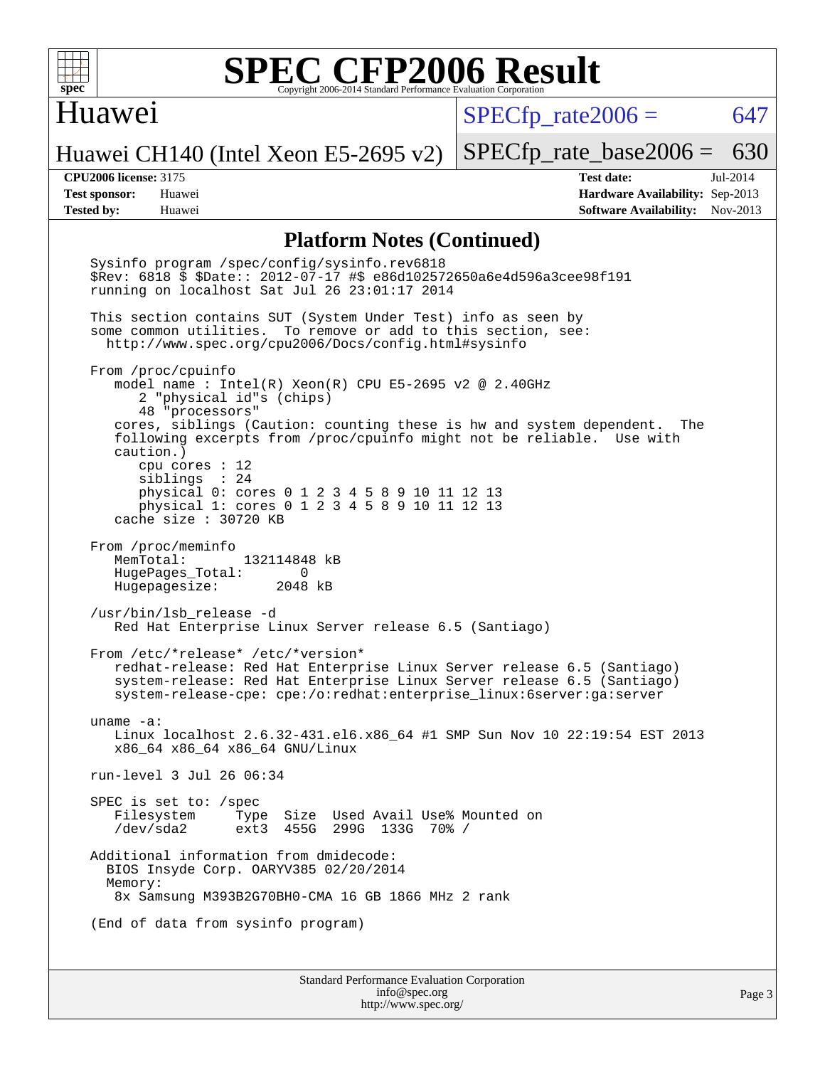## Platform Notes (Continued)

```
Sysinfo program /spec/config/sysinfo.rev6818
$Rev: 6818 $ $Date:: 2012-07-17 #$ e86d102572650a6e4d596a3cee98f191
running on localhost Sat Jul 26 23:01:17 2014

This section contains SUT (System Under Test) info as seen by
some common utilities.  To remove or add to this section, see:
  http://www.spec.org/cpu2006/Docs/config.html#sysinfo

From /proc/cpuinfo
   model name : Intel(R) Xeon(R) CPU E5-2695 v2 @ 2.40GHz
      2 "physical id"s (chips)
      48 "processors"
   cores, siblings (Caution: counting these is hw and system dependent.  The
   following excerpts from /proc/cpuinfo might not be reliable.  Use with
   caution.)
      cpu cores : 12
      siblings  : 24
      physical 0: cores 0 1 2 3 4 5 8 9 10 11 12 13
      physical 1: cores 0 1 2 3 4 5 8 9 10 11 12 13
   cache size : 30720 KB

From /proc/meminfo
   MemTotal:       132114848 kB
   HugePages_Total:       0
   Hugepagesize:       2048 kB

/usr/bin/lsb_release -d
   Red Hat Enterprise Linux Server release 6.5 (Santiago)

From /etc/*release* /etc/*version*
   redhat-release: Red Hat Enterprise Linux Server release 6.5 (Santiago)
   system-release: Red Hat Enterprise Linux Server release 6.5 (Santiago)
   system-release-cpe: cpe:/o:redhat:enterprise_linux:6server:ga:server

uname -a:
   Linux localhost 2.6.32-431.el6.x86_64 #1 SMP Sun Nov 10 22:19:54 EST 2013
   x86_64 x86_64 x86_64 GNU/Linux

run-level 3 Jul 26 06:34

SPEC is set to: /spec
   Filesystem     Type  Size  Used Avail Use% Mounted on
   /dev/sda2      ext3  455G  299G  133G  70% /

Additional information from dmidecode:
  BIOS Insyde Corp. OARYV385 02/20/2014
  Memory:
   8x Samsung M393B2G70BH0-CMA 16 GB 1866 MHz 2 rank

(End of data from sysinfo program)
```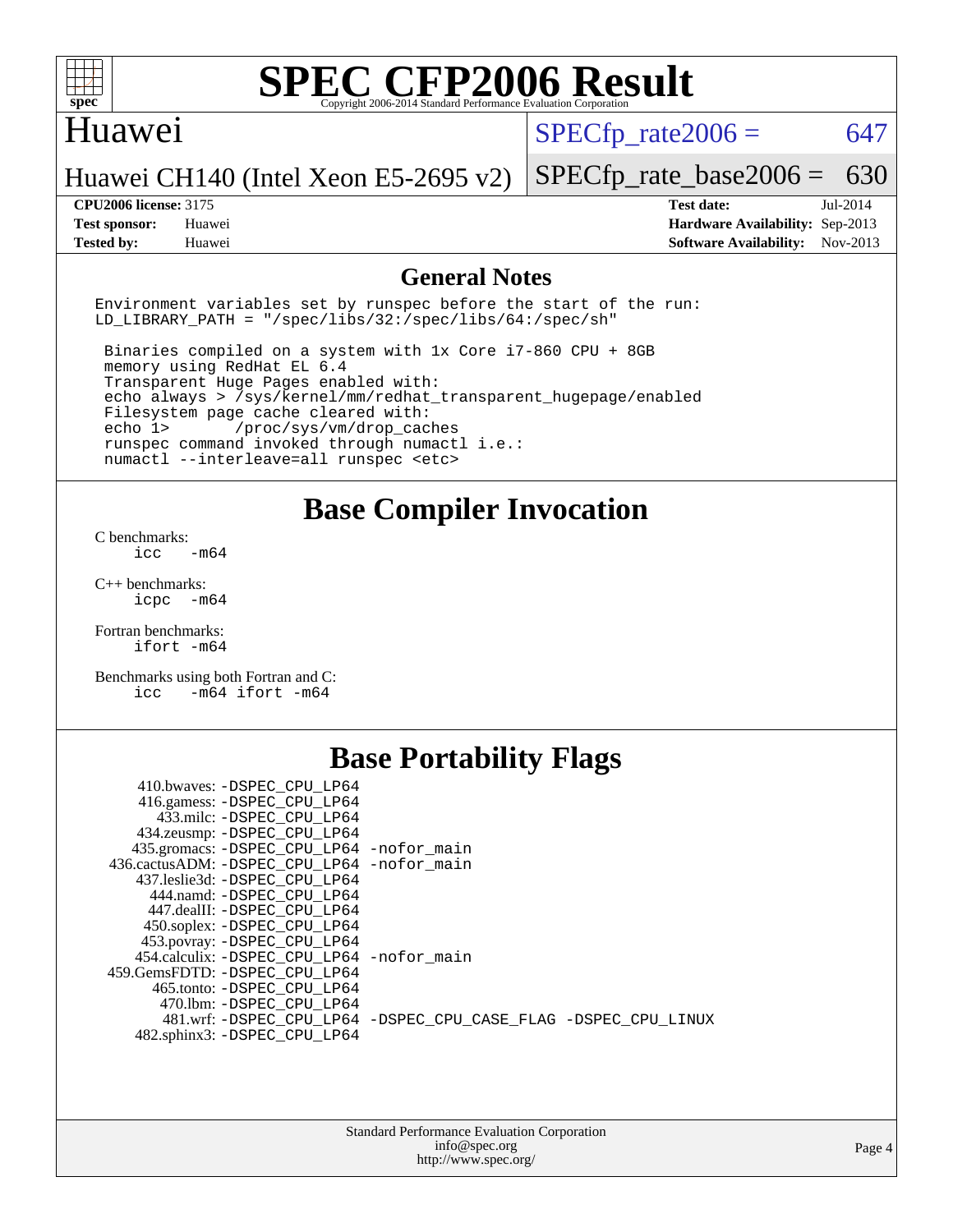# SPEC CFP2006 Result

Copyright 2006-2014 Standard Performance Evaluation Corporation

## Huawei

Huawei CH140 (Intel Xeon E5-2695 v2)

SPECfp_rate2006 = 647

SPECfp_rate_base2006 = 630

| | | | |
|---|---|---|---|
| **CPU2006 license:** | 3175 | **Test date:** | Jul-2014 |
| **Test sponsor:** | Huawei | **Hardware Availability:** | Sep-2013 |
| **Tested by:** | Huawei | **Software Availability:** | Nov-2013 |

## General Notes

```
Environment variables set by runspec before the start of the run:
LD_LIBRARY_PATH = "/spec/libs/32:/spec/libs/64:/spec/sh"

 Binaries compiled on a system with 1x Core i7-860 CPU + 8GB
 memory using RedHat EL 6.4
 Transparent Huge Pages enabled with:
 echo always > /sys/kernel/mm/redhat_transparent_hugepage/enabled
 Filesystem page cache cleared with:
 echo 1>       /proc/sys/vm/drop_caches
 runspec command invoked through numactl i.e.:
 numactl --interleave=all runspec <etc>
```

## Base Compiler Invocation

C benchmarks:
```
icc   -m64
```

C++ benchmarks:
```
icpc  -m64
```

Fortran benchmarks:
```
ifort -m64
```

Benchmarks using both Fortran and C:
```
icc   -m64 ifort -m64
```

## Base Portability Flags

```
     410.bwaves: -DSPEC_CPU_LP64
     416.gamess: -DSPEC_CPU_LP64
       433.milc: -DSPEC_CPU_LP64
     434.zeusmp: -DSPEC_CPU_LP64
    435.gromacs: -DSPEC_CPU_LP64 -nofor_main
 436.cactusADM: -DSPEC_CPU_LP64 -nofor_main
    437.leslie3d: -DSPEC_CPU_LP64
      444.namd: -DSPEC_CPU_LP64
     447.dealII: -DSPEC_CPU_LP64
     450.soplex: -DSPEC_CPU_LP64
     453.povray: -DSPEC_CPU_LP64
   454.calculix: -DSPEC_CPU_LP64 -nofor_main
 459.GemsFDTD: -DSPEC_CPU_LP64
      465.tonto: -DSPEC_CPU_LP64
       470.lbm: -DSPEC_CPU_LP64
       481.wrf: -DSPEC_CPU_LP64 -DSPEC_CPU_CASE_FLAG -DSPEC_CPU_LINUX
    482.sphinx3: -DSPEC_CPU_LP64
```

Standard Performance Evaluation Corporation
info@spec.org
http://www.spec.org/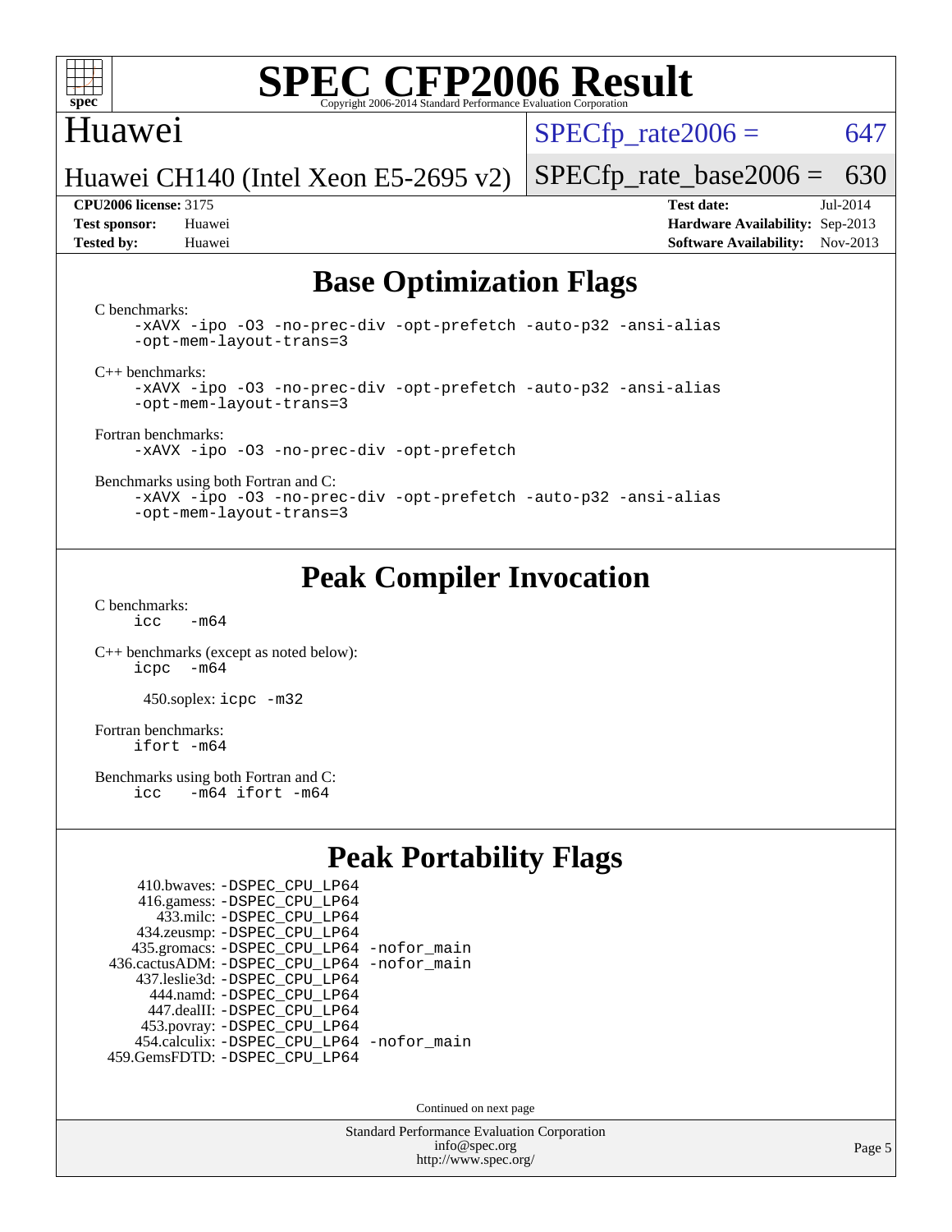# SPEC CFP2006 Result

Copyright 2006-2014 Standard Performance Evaluation Corporation

Huawei

Huawei CH140 (Intel Xeon E5-2695 v2)

SPECfp_rate2006 = 647

SPECfp_rate_base2006 = 630

**CPU2006 license:** 3175
**Test sponsor:** Huawei
**Tested by:** Huawei

**Test date:** Jul-2014
**Hardware Availability:** Sep-2013
**Software Availability:** Nov-2013

## Base Optimization Flags

C benchmarks:
```
-xAVX -ipo -O3 -no-prec-div -opt-prefetch -auto-p32 -ansi-alias
-opt-mem-layout-trans=3
```

C++ benchmarks:
```
-xAVX -ipo -O3 -no-prec-div -opt-prefetch -auto-p32 -ansi-alias
-opt-mem-layout-trans=3
```

Fortran benchmarks:
```
-xAVX -ipo -O3 -no-prec-div -opt-prefetch
```

Benchmarks using both Fortran and C:
```
-xAVX -ipo -O3 -no-prec-div -opt-prefetch -auto-p32 -ansi-alias
-opt-mem-layout-trans=3
```

## Peak Compiler Invocation

C benchmarks:
```
icc   -m64
```

C++ benchmarks (except as noted below):
```
icpc  -m64
```

450.soplex: `icpc -m32`

Fortran benchmarks:
```
ifort -m64
```

Benchmarks using both Fortran and C:
```
icc   -m64 ifort -m64
```

## Peak Portability Flags

410.bwaves: -DSPEC_CPU_LP64
416.gamess: -DSPEC_CPU_LP64
433.milc: -DSPEC_CPU_LP64
434.zeusmp: -DSPEC_CPU_LP64
435.gromacs: -DSPEC_CPU_LP64 -nofor_main
436.cactusADM: -DSPEC_CPU_LP64 -nofor_main
437.leslie3d: -DSPEC_CPU_LP64
444.namd: -DSPEC_CPU_LP64
447.dealII: -DSPEC_CPU_LP64
453.povray: -DSPEC_CPU_LP64
454.calculix: -DSPEC_CPU_LP64 -nofor_main
459.GemsFDTD: -DSPEC_CPU_LP64

Continued on next page

Standard Performance Evaluation Corporation
info@spec.org
http://www.spec.org/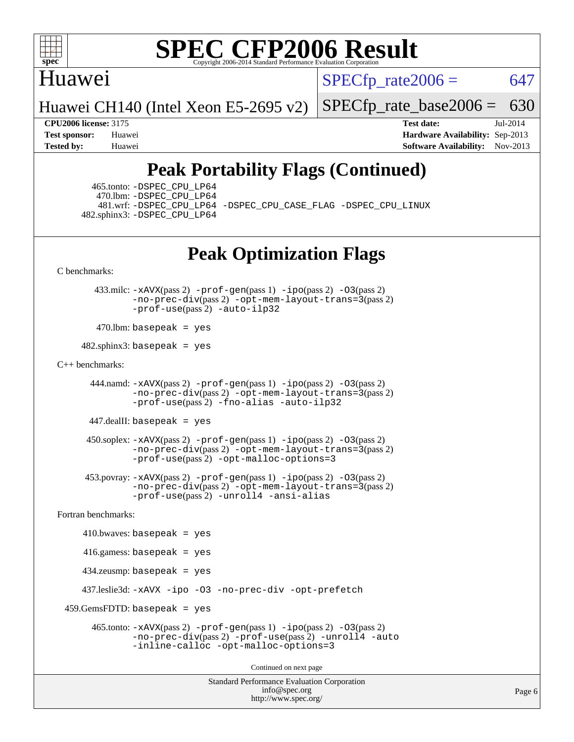# SPEC CFP2006 Result

Copyright 2006-2014 Standard Performance Evaluation Corporation

## Huawei

Huawei CH140 (Intel Xeon E5-2695 v2)

SPECfp_rate2006 = 647

SPECfp_rate_base2006 = 630

**CPU2006 license:** 3175
**Test sponsor:** Huawei
**Tested by:** Huawei

**Test date:** Jul-2014
**Hardware Availability:** Sep-2013
**Software Availability:** Nov-2013

## Peak Portability Flags (Continued)

465.tonto: -DSPEC_CPU_LP64
470.lbm: -DSPEC_CPU_LP64
481.wrf: -DSPEC_CPU_LP64 -DSPEC_CPU_CASE_FLAG -DSPEC_CPU_LINUX
482.sphinx3: -DSPEC_CPU_LP64

## Peak Optimization Flags

C benchmarks:

433.milc: -xAVX(pass 2) -prof-gen(pass 1) -ipo(pass 2) -O3(pass 2) -no-prec-div(pass 2) -opt-mem-layout-trans=3(pass 2) -prof-use(pass 2) -auto-ilp32

470.lbm: basepeak = yes

482.sphinx3: basepeak = yes

C++ benchmarks:

444.namd: -xAVX(pass 2) -prof-gen(pass 1) -ipo(pass 2) -O3(pass 2) -no-prec-div(pass 2) -opt-mem-layout-trans=3(pass 2) -prof-use(pass 2) -fno-alias -auto-ilp32

447.dealII: basepeak = yes

450.soplex: -xAVX(pass 2) -prof-gen(pass 1) -ipo(pass 2) -O3(pass 2) -no-prec-div(pass 2) -opt-mem-layout-trans=3(pass 2) -prof-use(pass 2) -opt-malloc-options=3

453.povray: -xAVX(pass 2) -prof-gen(pass 1) -ipo(pass 2) -O3(pass 2) -no-prec-div(pass 2) -opt-mem-layout-trans=3(pass 2) -prof-use(pass 2) -unroll4 -ansi-alias

Fortran benchmarks:

410.bwaves: basepeak = yes

416.gamess: basepeak = yes

434.zeusmp: basepeak = yes

437.leslie3d: -xAVX -ipo -O3 -no-prec-div -opt-prefetch

459.GemsFDTD: basepeak = yes

465.tonto: -xAVX(pass 2) -prof-gen(pass 1) -ipo(pass 2) -O3(pass 2) -no-prec-div(pass 2) -prof-use(pass 2) -unroll4 -auto -inline-calloc -opt-malloc-options=3

Continued on next page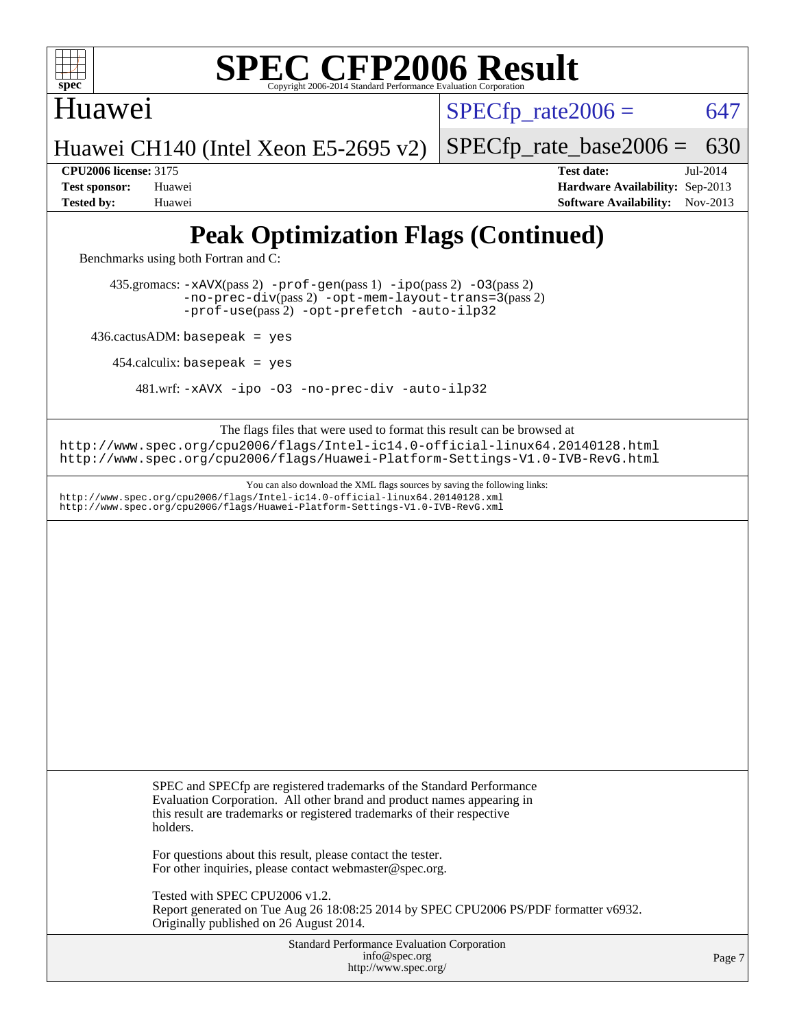# Peak Optimization Flags (Continued)

Benchmarks using both Fortran and C:

435.gromacs: -xAVX(pass 2) -prof-gen(pass 1) -ipo(pass 2) -O3(pass 2) -no-prec-div(pass 2) -opt-mem-layout-trans=3(pass 2) -prof-use(pass 2) -opt-prefetch -auto-ilp32

436.cactusADM: basepeak = yes

454.calculix: basepeak = yes

481.wrf: -xAVX -ipo -O3 -no-prec-div -auto-ilp32

The flags files that were used to format this result can be browsed at
http://www.spec.org/cpu2006/flags/Intel-ic14.0-official-linux64.20140128.html
http://www.spec.org/cpu2006/flags/Huawei-Platform-Settings-V1.0-IVB-RevG.html

You can also download the XML flags sources by saving the following links:
http://www.spec.org/cpu2006/flags/Intel-ic14.0-official-linux64.20140128.xml
http://www.spec.org/cpu2006/flags/Huawei-Platform-Settings-V1.0-IVB-RevG.xml

SPEC and SPECfp are registered trademarks of the Standard Performance Evaluation Corporation. All other brand and product names appearing in this result are trademarks or registered trademarks of their respective holders.

For questions about this result, please contact the tester.
For other inquiries, please contact webmaster@spec.org.

Tested with SPEC CPU2006 v1.2.
Report generated on Tue Aug 26 18:08:25 2014 by SPEC CPU2006 PS/PDF formatter v6932.
Originally published on 26 August 2014.